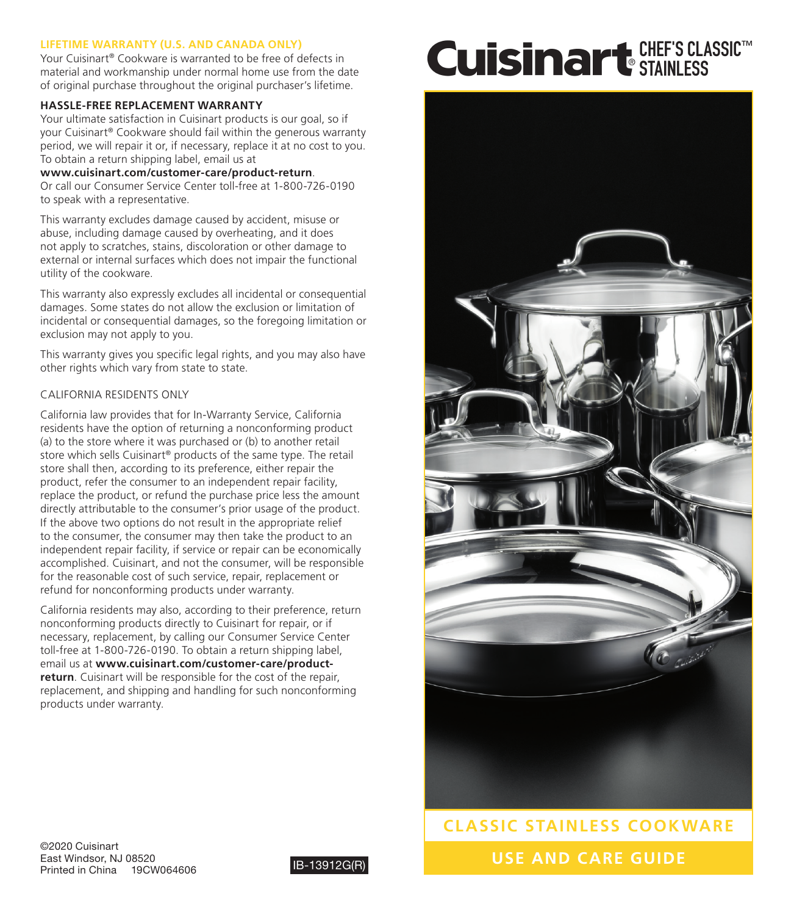## LIFETIME WARRANTY (U.S. AND CANADA ONLY)

Your Cuisinart® Cookware is warranted to be free of defects in material and workmanship under normal home use from the date of original purchase throughout the original purchaser's lifetime.

### HASSLE-FREE REPLACEMENT WARRANTY

Your ultimate satisfaction in Cuisinart products is our goal, so if your Cuisinart® Cookware should fail within the generous warranty period, we will repair it or, if necessary, replace it at no cost to you. To obtain a return shipping label, email us at **www.cuisinart.com/customer-care/product-return**. Or call our Consumer Service Center toll-free at 1-800-726-0190 to speak with a representative.

This warranty excludes damage caused by accident, misuse or abuse, including damage caused by overheating, and it does not apply to scratches, stains, discoloration or other damage to external or internal surfaces which does not impair the functional utility of the cookware.

This warranty also expressly excludes all incidental or consequential damages. Some states do not allow the exclusion or limitation of incidental or consequential damages, so the foregoing limitation or exclusion may not apply to you.

This warranty gives you specific legal rights, and you may also have other rights which vary from state to state.

CALIFORNIA RESIDENTS ONLY

California law provides that for In-Warranty Service, California residents have the option of returning a nonconforming product (a) to the store where it was purchased or (b) to another retail store which sells Cuisinart® products of the same type. The retail store shall then, according to its preference, either repair the product, refer the consumer to an independent repair facility, replace the product, or refund the purchase price less the amount directly attributable to the consumer's prior usage of the product. If the above two options do not result in the appropriate relief to the consumer, the consumer may then take the product to an independent repair facility, if service or repair can be economically accomplished. Cuisinart, and not the consumer, will be responsible for the reasonable cost of such service, repair, replacement or refund for nonconforming products under warranty.

California residents may also, according to their preference, return nonconforming products directly to Cuisinart for repair, or if necessary, replacement, by calling our Consumer Service Center toll-free at 1-800-726-0190. To obtain a return shipping label, email us at **www.cuisinart.com/customer-care/product-return**. Cuisinart will be responsible for the cost of the repair, replacement, and shipping and handling for such nonconforming products under warranty.

©2020 Cuisinart
East Windsor, NJ 08520
Printed in China 19CW064606

IB-13912G(R)

# Cuisinart® CHEF'S CLASSIC™ STAINLESS

## CLASSIC STAINLESS COOKWARE

## USE AND CARE GUIDE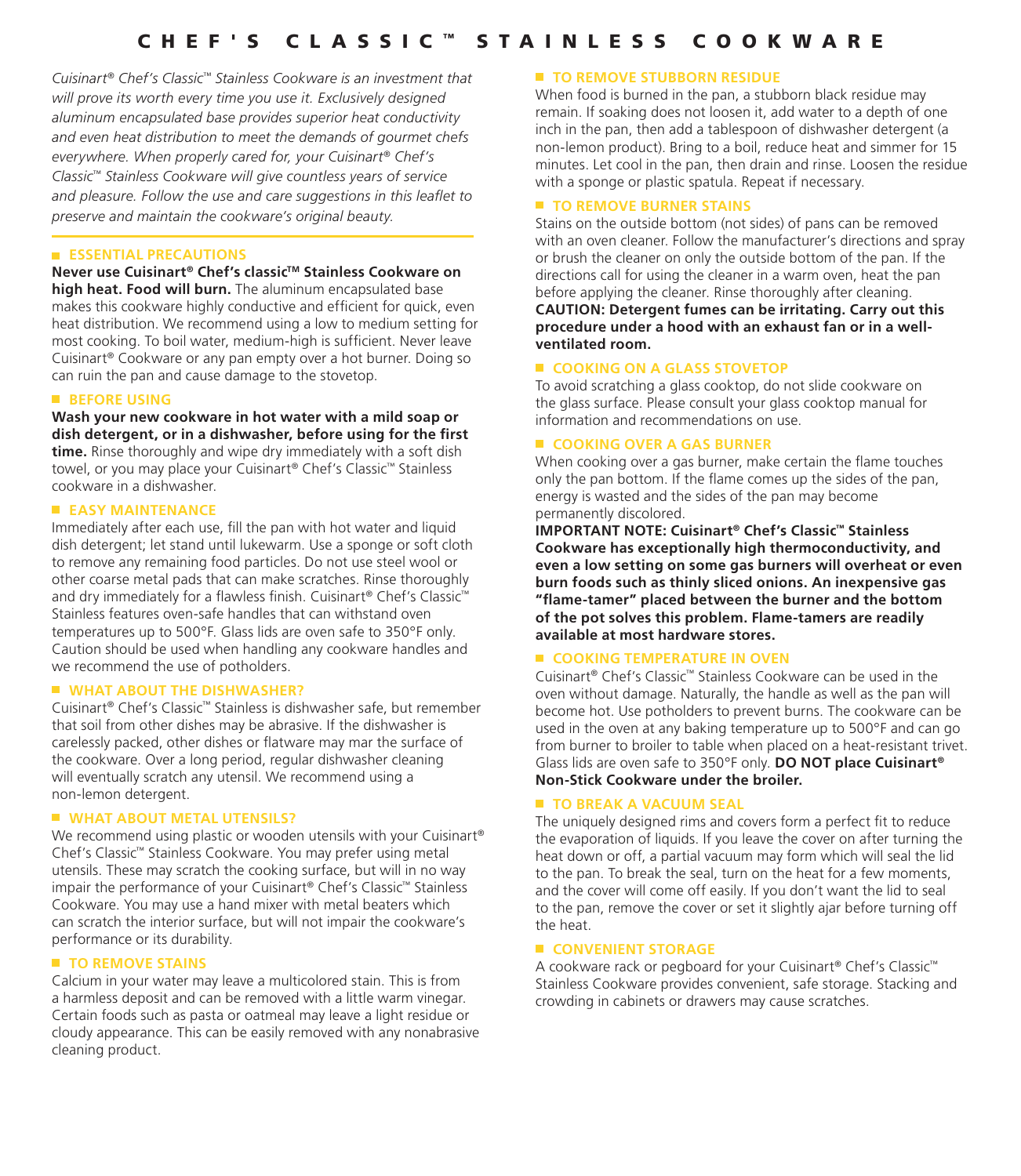# CHEF'S CLASSIC™ STAINLESS COOKWARE

*Cuisinart® Chef's Classic™ Stainless Cookware is an investment that will prove its worth every time you use it. Exclusively designed aluminum encapsulated base provides superior heat conductivity and even heat distribution to meet the demands of gourmet chefs everywhere. When properly cared for, your Cuisinart® Chef's Classic™ Stainless Cookware will give countless years of service and pleasure. Follow the use and care suggestions in this leaflet to preserve and maintain the cookware's original beauty.*

## ESSENTIAL PRECAUTIONS

**Never use Cuisinart® Chef's classicTM Stainless Cookware on high heat. Food will burn.** The aluminum encapsulated base makes this cookware highly conductive and efficient for quick, even heat distribution. We recommend using a low to medium setting for most cooking. To boil water, medium-high is sufficient. Never leave Cuisinart® Cookware or any pan empty over a hot burner. Doing so can ruin the pan and cause damage to the stovetop.

## BEFORE USING

**Wash your new cookware in hot water with a mild soap or dish detergent, or in a dishwasher, before using for the first time.** Rinse thoroughly and wipe dry immediately with a soft dish towel, or you may place your Cuisinart® Chef's Classic™ Stainless cookware in a dishwasher.

## EASY MAINTENANCE

Immediately after each use, fill the pan with hot water and liquid dish detergent; let stand until lukewarm. Use a sponge or soft cloth to remove any remaining food particles. Do not use steel wool or other coarse metal pads that can make scratches. Rinse thoroughly and dry immediately for a flawless finish. Cuisinart® Chef's Classic™ Stainless features oven-safe handles that can withstand oven temperatures up to 500°F. Glass lids are oven safe to 350°F only. Caution should be used when handling any cookware handles and we recommend the use of potholders.

## WHAT ABOUT THE DISHWASHER?

Cuisinart® Chef's Classic™ Stainless is dishwasher safe, but remember that soil from other dishes may be abrasive. If the dishwasher is carelessly packed, other dishes or flatware may mar the surface of the cookware. Over a long period, regular dishwasher cleaning will eventually scratch any utensil. We recommend using a non-lemon detergent.

## WHAT ABOUT METAL UTENSILS?

We recommend using plastic or wooden utensils with your Cuisinart® Chef's Classic™ Stainless Cookware. You may prefer using metal utensils. These may scratch the cooking surface, but will in no way impair the performance of your Cuisinart® Chef's Classic™ Stainless Cookware. You may use a hand mixer with metal beaters which can scratch the interior surface, but will not impair the cookware's performance or its durability.

## TO REMOVE STAINS

Calcium in your water may leave a multicolored stain. This is from a harmless deposit and can be removed with a little warm vinegar. Certain foods such as pasta or oatmeal may leave a light residue or cloudy appearance. This can be easily removed with any nonabrasive cleaning product.

## TO REMOVE STUBBORN RESIDUE

When food is burned in the pan, a stubborn black residue may remain. If soaking does not loosen it, add water to a depth of one inch in the pan, then add a tablespoon of dishwasher detergent (a non-lemon product). Bring to a boil, reduce heat and simmer for 15 minutes. Let cool in the pan, then drain and rinse. Loosen the residue with a sponge or plastic spatula. Repeat if necessary.

## TO REMOVE BURNER STAINS

Stains on the outside bottom (not sides) of pans can be removed with an oven cleaner. Follow the manufacturer's directions and spray or brush the cleaner on only the outside bottom of the pan. If the directions call for using the cleaner in a warm oven, heat the pan before applying the cleaner. Rinse thoroughly after cleaning.
**CAUTION: Detergent fumes can be irritating. Carry out this procedure under a hood with an exhaust fan or in a well-ventilated room.**

## COOKING ON A GLASS STOVETOP

To avoid scratching a glass cooktop, do not slide cookware on the glass surface. Please consult your glass cooktop manual for information and recommendations on use.

## COOKING OVER A GAS BURNER

When cooking over a gas burner, make certain the flame touches only the pan bottom. If the flame comes up the sides of the pan, energy is wasted and the sides of the pan may become permanently discolored.
**IMPORTANT NOTE: Cuisinart® Chef's Classic™ Stainless Cookware has exceptionally high thermoconductivity, and even a low setting on some gas burners will overheat or even burn foods such as thinly sliced onions. An inexpensive gas "flame-tamer" placed between the burner and the bottom of the pot solves this problem. Flame-tamers are readily available at most hardware stores.**

## COOKING TEMPERATURE IN OVEN

Cuisinart® Chef's Classic™ Stainless Cookware can be used in the oven without damage. Naturally, the handle as well as the pan will become hot. Use potholders to prevent burns. The cookware can be used in the oven at any baking temperature up to 500°F and can go from burner to broiler to table when placed on a heat-resistant trivet. Glass lids are oven safe to 350°F only. **DO NOT place Cuisinart® Non-Stick Cookware under the broiler.**

## TO BREAK A VACUUM SEAL

The uniquely designed rims and covers form a perfect fit to reduce the evaporation of liquids. If you leave the cover on after turning the heat down or off, a partial vacuum may form which will seal the lid to the pan. To break the seal, turn on the heat for a few moments, and the cover will come off easily. If you don't want the lid to seal to the pan, remove the cover or set it slightly ajar before turning off the heat.

## CONVENIENT STORAGE

A cookware rack or pegboard for your Cuisinart® Chef's Classic™ Stainless Cookware provides convenient, safe storage. Stacking and crowding in cabinets or drawers may cause scratches.